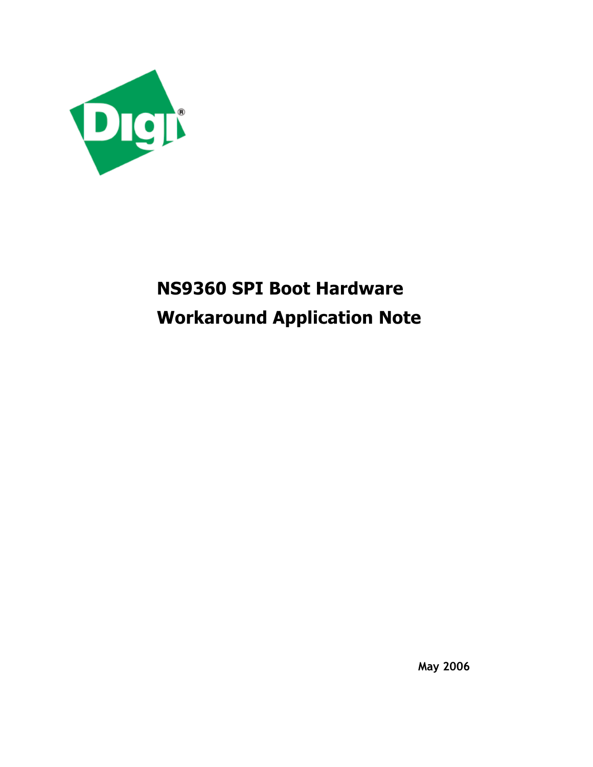# NS9360 SPI Boot Hardware Workaround Application Note

**May 2006**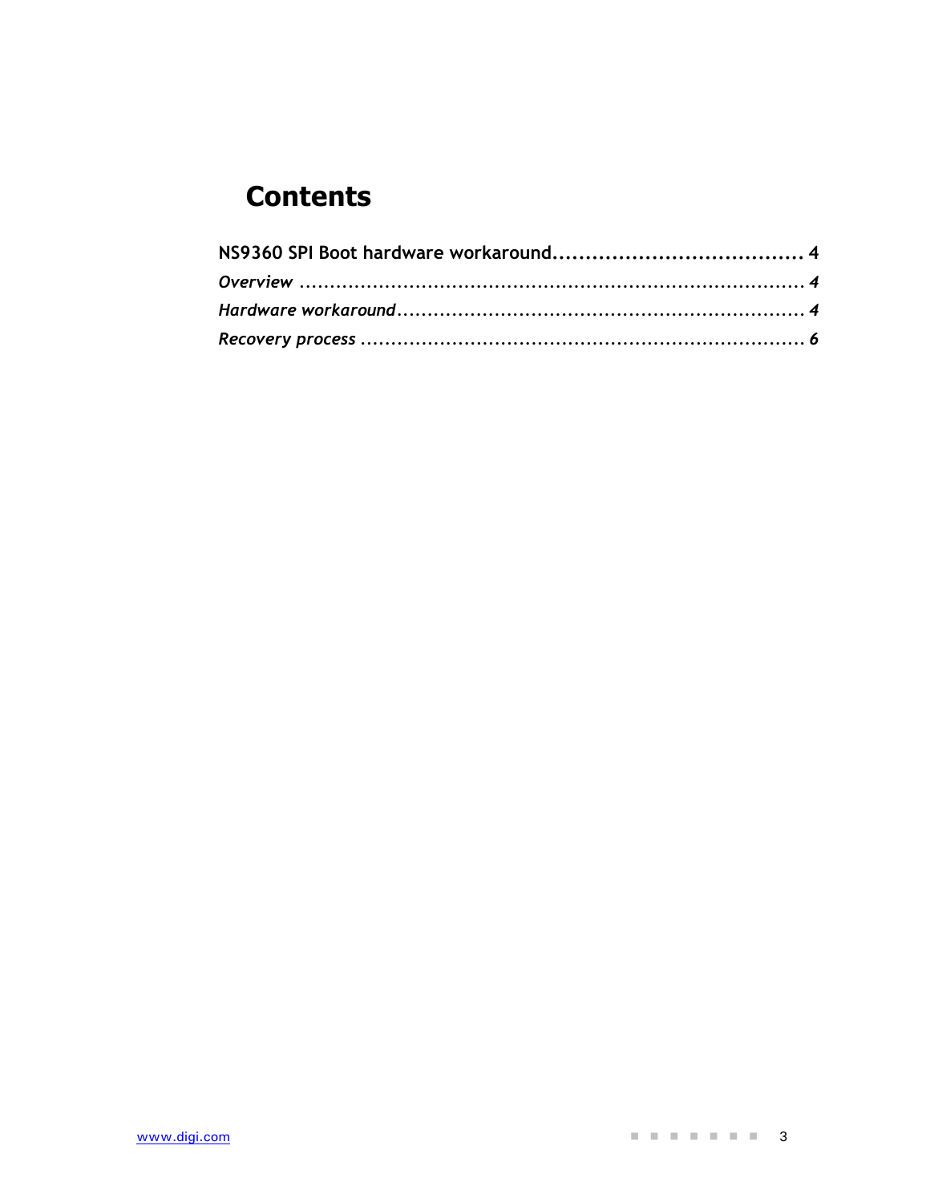# Contents

**NS9360 SPI Boot hardware workaround**...................................... 4

*Overview* ..................................................................................... 4

*Hardware workaround*.................................................................... 4

*Recovery process* ........................................................................... 6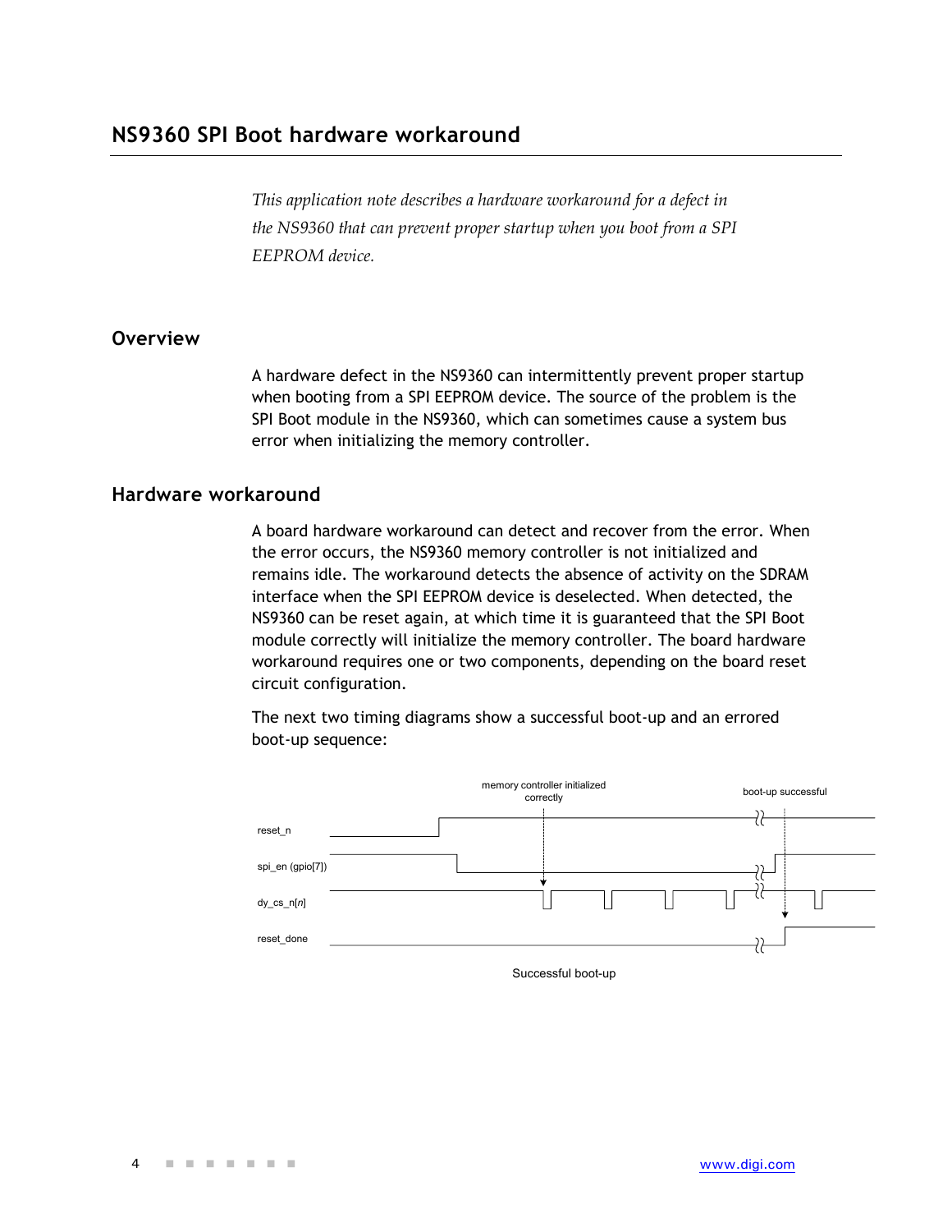## NS9360 SPI Boot hardware workaround

*This application note describes a hardware workaround for a defect in the NS9360 that can prevent proper startup when you boot from a SPI EEPROM device.*

### Overview

A hardware defect in the NS9360 can intermittently prevent proper startup when booting from a SPI EEPROM device. The source of the problem is the SPI Boot module in the NS9360, which can sometimes cause a system bus error when initializing the memory controller.

### Hardware workaround

A board hardware workaround can detect and recover from the error. When the error occurs, the NS9360 memory controller is not initialized and remains idle. The workaround detects the absence of activity on the SDRAM interface when the SPI EEPROM device is deselected. When detected, the NS9360 can be reset again, at which time it is guaranteed that the SPI Boot module correctly will initialize the memory controller. The board hardware workaround requires one or two components, depending on the board reset circuit configuration.

The next two timing diagrams show a successful boot-up and an errored boot-up sequence:

memory controller initialized correctly

boot-up successful

reset_n

spi_en (gpio[7])

dy_cs_n[*n*]

reset_done

Successful boot-up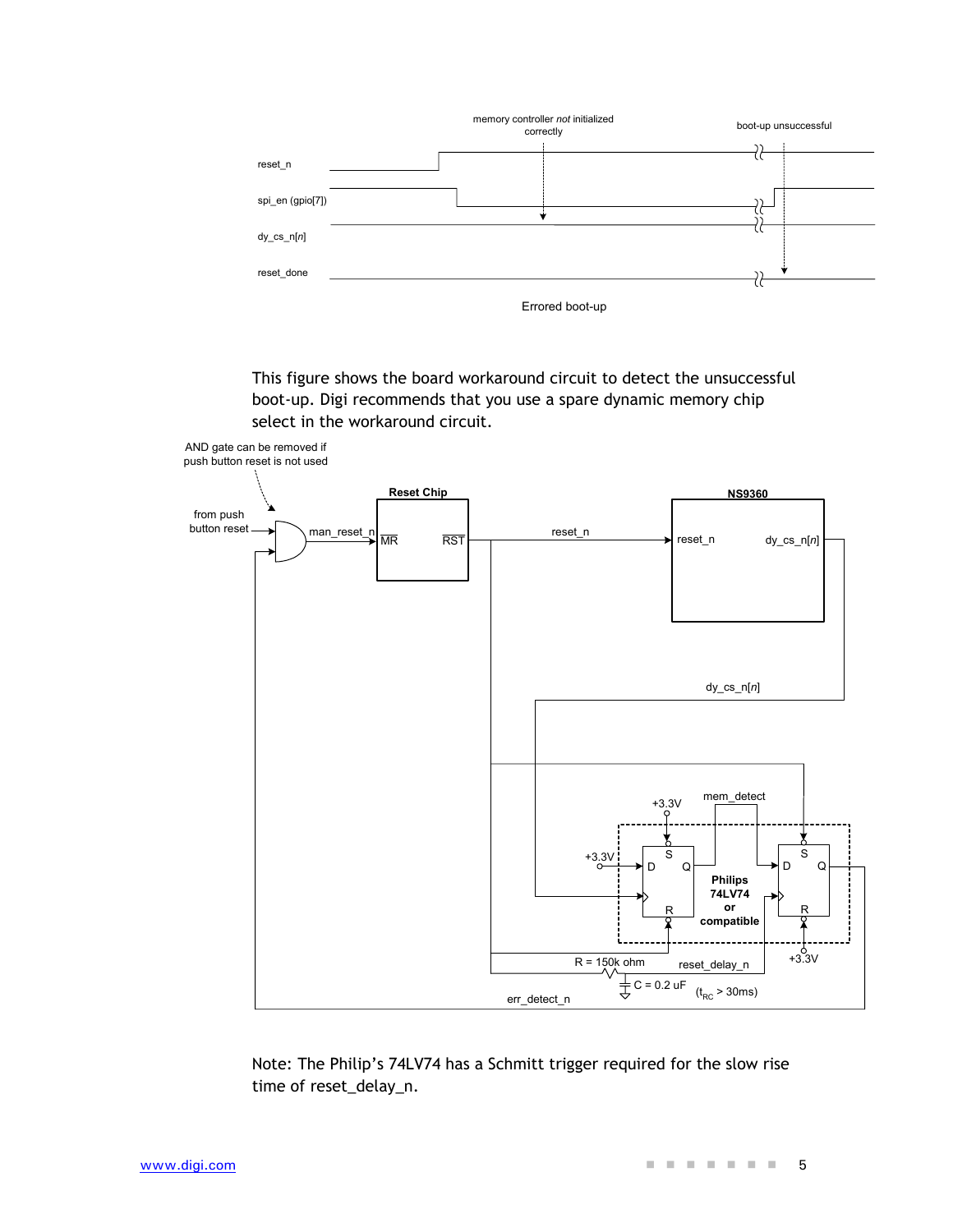Errored boot-up

This figure shows the board workaround circuit to detect the unsuccessful boot-up. Digi recommends that you use a spare dynamic memory chip select in the workaround circuit.

Note: The Philip's 74LV74 has a Schmitt trigger required for the slow rise time of reset_delay_n.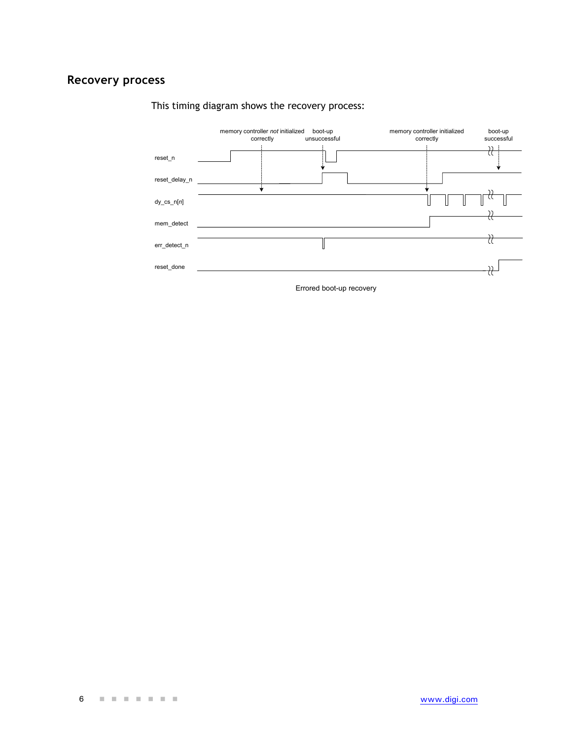## Recovery process

This timing diagram shows the recovery process:

memory controller *not* initialized correctly

boot-up unsuccessful

memory controller initialized correctly

boot-up successful

reset_n

reset_delay_n

dy_cs_n[*n*]

mem_detect

err_detect_n

reset_done

Errored boot-up recovery